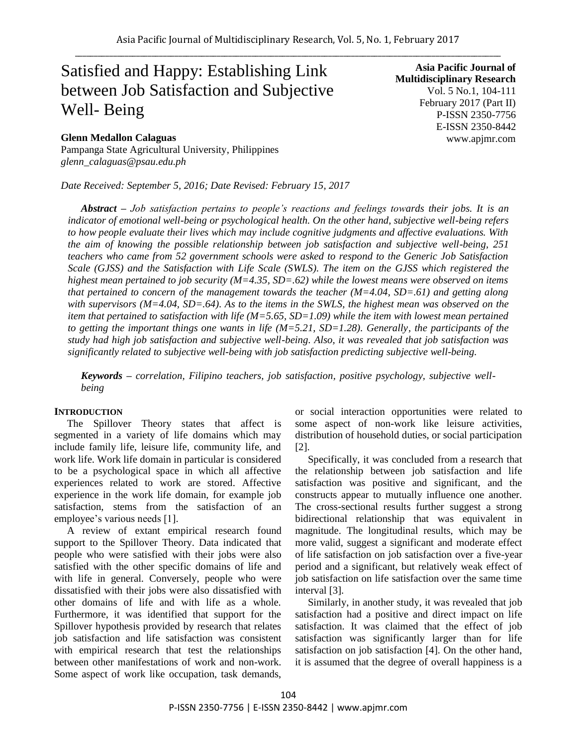# Satisfied and Happy: Establishing Link between Job Satisfaction and Subjective Well- Being

**Asia Pacific Journal of Multidisciplinary Research**
Vol. 5 No.1, 104-111
February 2017 (Part II)
P-ISSN 2350-7756
E-ISSN 2350-8442
www.apjmr.com

**Glenn Medallon Calaguas**
Pampanga State Agricultural University, Philippines
*glenn_calaguas@psau.edu.ph*

*Date Received: September 5, 2016; Date Revised: February 15, 2017*

***Abstract** – Job satisfaction pertains to people's reactions and feelings towards their jobs. It is an indicator of emotional well-being or psychological health. On the other hand, subjective well-being refers to how people evaluate their lives which may include cognitive judgments and affective evaluations. With the aim of knowing the possible relationship between job satisfaction and subjective well-being, 251 teachers who came from 52 government schools were asked to respond to the Generic Job Satisfaction Scale (GJSS) and the Satisfaction with Life Scale (SWLS). The item on the GJSS which registered the highest mean pertained to job security (M=4.35, SD=.62) while the lowest means were observed on items that pertained to concern of the management towards the teacher (M=4.04, SD=.61) and getting along with supervisors (M=4.04, SD=.64). As to the items in the SWLS, the highest mean was observed on the item that pertained to satisfaction with life (M=5.65, SD=1.09) while the item with lowest mean pertained to getting the important things one wants in life (M=5.21, SD=1.28). Generally, the participants of the study had high job satisfaction and subjective well-being. Also, it was revealed that job satisfaction was significantly related to subjective well-being with job satisfaction predicting subjective well-being.*

***Keywords** – correlation, Filipino teachers, job satisfaction, positive psychology, subjective well-being*

## INTRODUCTION

The Spillover Theory states that affect is segmented in a variety of life domains which may include family life, leisure life, community life, and work life. Work life domain in particular is considered to be a psychological space in which all affective experiences related to work are stored. Affective experience in the work life domain, for example job satisfaction, stems from the satisfaction of an employee's various needs [1].

A review of extant empirical research found support to the Spillover Theory. Data indicated that people who were satisfied with their jobs were also satisfied with the other specific domains of life and with life in general. Conversely, people who were dissatisfied with their jobs were also dissatisfied with other domains of life and with life as a whole. Furthermore, it was identified that support for the Spillover hypothesis provided by research that relates job satisfaction and life satisfaction was consistent with empirical research that test the relationships between other manifestations of work and non-work. Some aspect of work like occupation, task demands, or social interaction opportunities were related to some aspect of non-work like leisure activities, distribution of household duties, or social participation [2].

Specifically, it was concluded from a research that the relationship between job satisfaction and life satisfaction was positive and significant, and the constructs appear to mutually influence one another. The cross-sectional results further suggest a strong bidirectional relationship that was equivalent in magnitude. The longitudinal results, which may be more valid, suggest a significant and moderate effect of life satisfaction on job satisfaction over a five-year period and a significant, but relatively weak effect of job satisfaction on life satisfaction over the same time interval [3].

Similarly, in another study, it was revealed that job satisfaction had a positive and direct impact on life satisfaction. It was claimed that the effect of job satisfaction was significantly larger than for life satisfaction on job satisfaction [4]. On the other hand, it is assumed that the degree of overall happiness is a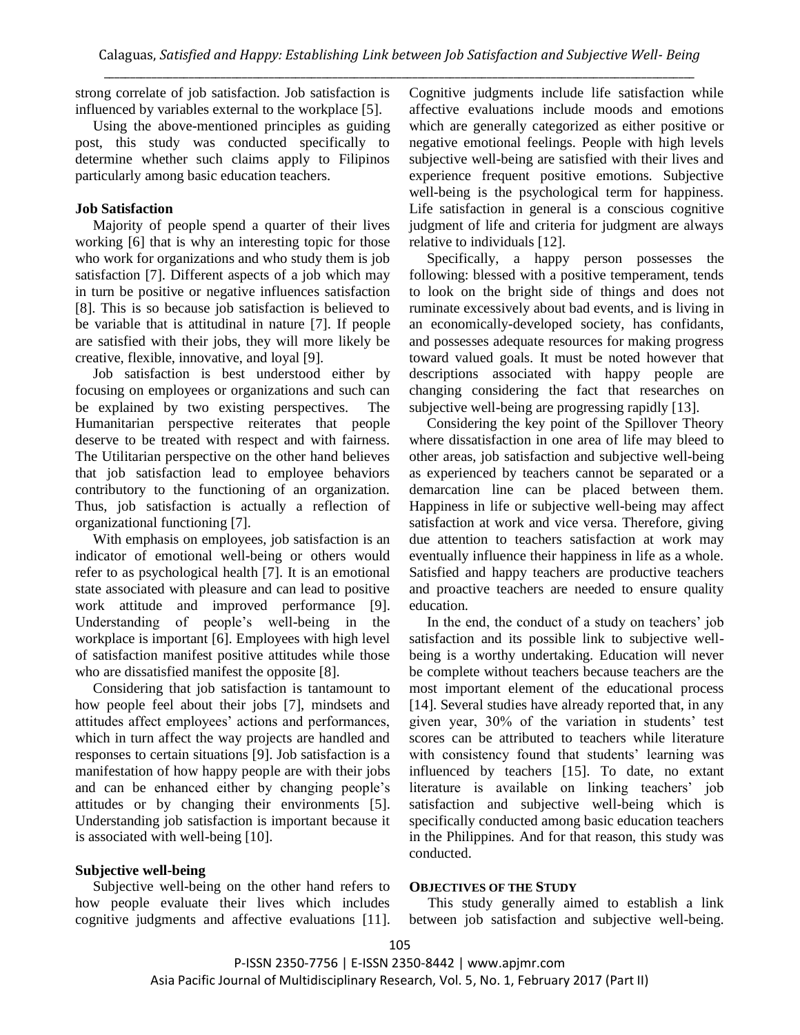strong correlate of job satisfaction. Job satisfaction is influenced by variables external to the workplace [5].

Using the above-mentioned principles as guiding post, this study was conducted specifically to determine whether such claims apply to Filipinos particularly among basic education teachers.

### Job Satisfaction

Majority of people spend a quarter of their lives working [6] that is why an interesting topic for those who work for organizations and who study them is job satisfaction [7]. Different aspects of a job which may in turn be positive or negative influences satisfaction [8]. This is so because job satisfaction is believed to be variable that is attitudinal in nature [7]. If people are satisfied with their jobs, they will more likely be creative, flexible, innovative, and loyal [9].

Job satisfaction is best understood either by focusing on employees or organizations and such can be explained by two existing perspectives. The Humanitarian perspective reiterates that people deserve to be treated with respect and with fairness. The Utilitarian perspective on the other hand believes that job satisfaction lead to employee behaviors contributory to the functioning of an organization. Thus, job satisfaction is actually a reflection of organizational functioning [7].

With emphasis on employees, job satisfaction is an indicator of emotional well-being or others would refer to as psychological health [7]. It is an emotional state associated with pleasure and can lead to positive work attitude and improved performance [9]. Understanding of people's well-being in the workplace is important [6]. Employees with high level of satisfaction manifest positive attitudes while those who are dissatisfied manifest the opposite [8].

Considering that job satisfaction is tantamount to how people feel about their jobs [7], mindsets and attitudes affect employees' actions and performances, which in turn affect the way projects are handled and responses to certain situations [9]. Job satisfaction is a manifestation of how happy people are with their jobs and can be enhanced either by changing people's attitudes or by changing their environments [5]. Understanding job satisfaction is important because it is associated with well-being [10].

### Subjective well-being

Subjective well-being on the other hand refers to how people evaluate their lives which includes cognitive judgments and affective evaluations [11]. Cognitive judgments include life satisfaction while affective evaluations include moods and emotions which are generally categorized as either positive or negative emotional feelings. People with high levels subjective well-being are satisfied with their lives and experience frequent positive emotions. Subjective well-being is the psychological term for happiness. Life satisfaction in general is a conscious cognitive judgment of life and criteria for judgment are always relative to individuals [12].

Specifically, a happy person possesses the following: blessed with a positive temperament, tends to look on the bright side of things and does not ruminate excessively about bad events, and is living in an economically-developed society, has confidants, and possesses adequate resources for making progress toward valued goals. It must be noted however that descriptions associated with happy people are changing considering the fact that researches on subjective well-being are progressing rapidly [13].

Considering the key point of the Spillover Theory where dissatisfaction in one area of life may bleed to other areas, job satisfaction and subjective well-being as experienced by teachers cannot be separated or a demarcation line can be placed between them. Happiness in life or subjective well-being may affect satisfaction at work and vice versa. Therefore, giving due attention to teachers satisfaction at work may eventually influence their happiness in life as a whole. Satisfied and happy teachers are productive teachers and proactive teachers are needed to ensure quality education.

In the end, the conduct of a study on teachers' job satisfaction and its possible link to subjective well-being is a worthy undertaking. Education will never be complete without teachers because teachers are the most important element of the educational process [14]. Several studies have already reported that, in any given year, 30% of the variation in students' test scores can be attributed to teachers while literature with consistency found that students' learning was influenced by teachers [15]. To date, no extant literature is available on linking teachers' job satisfaction and subjective well-being which is specifically conducted among basic education teachers in the Philippines. And for that reason, this study was conducted.

## OBJECTIVES OF THE STUDY

This study generally aimed to establish a link between job satisfaction and subjective well-being.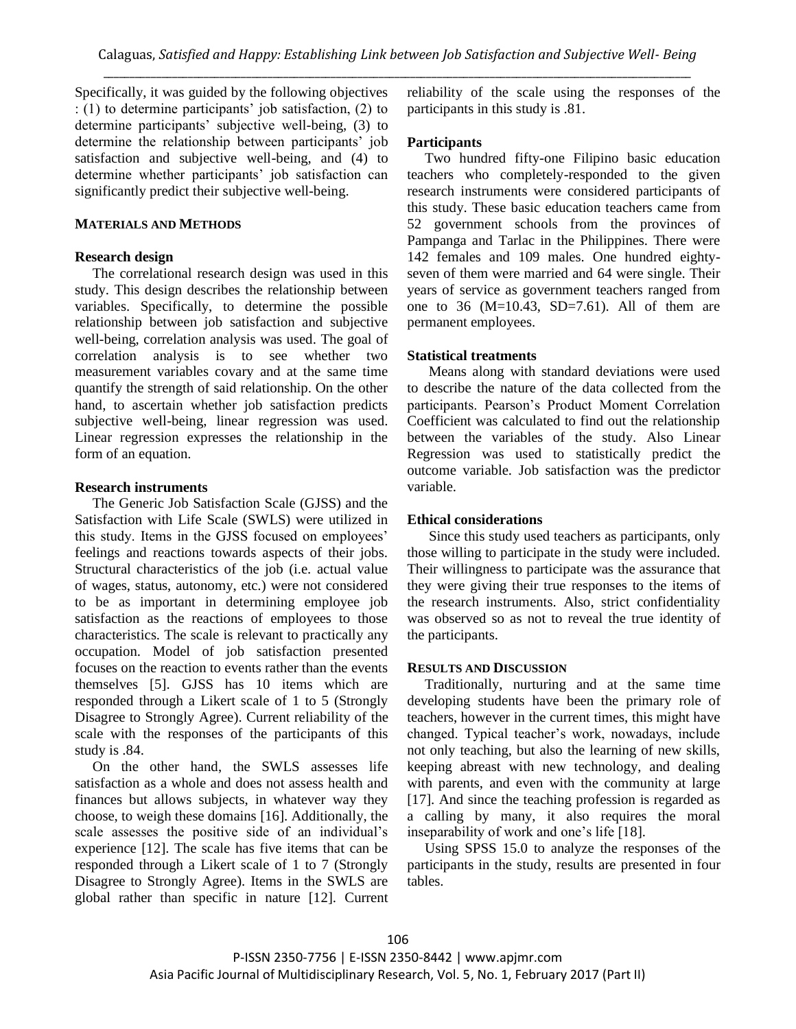Specifically, it was guided by the following objectives : (1) to determine participants' job satisfaction, (2) to determine participants' subjective well-being, (3) to determine the relationship between participants' job satisfaction and subjective well-being, and (4) to determine whether participants' job satisfaction can significantly predict their subjective well-being.

## MATERIALS AND METHODS

### Research design

The correlational research design was used in this study. This design describes the relationship between variables. Specifically, to determine the possible relationship between job satisfaction and subjective well-being, correlation analysis was used. The goal of correlation analysis is to see whether two measurement variables covary and at the same time quantify the strength of said relationship. On the other hand, to ascertain whether job satisfaction predicts subjective well-being, linear regression was used. Linear regression expresses the relationship in the form of an equation.

### Research instruments

The Generic Job Satisfaction Scale (GJSS) and the Satisfaction with Life Scale (SWLS) were utilized in this study. Items in the GJSS focused on employees' feelings and reactions towards aspects of their jobs. Structural characteristics of the job (i.e. actual value of wages, status, autonomy, etc.) were not considered to be as important in determining employee job satisfaction as the reactions of employees to those characteristics. The scale is relevant to practically any occupation. Model of job satisfaction presented focuses on the reaction to events rather than the events themselves [5]. GJSS has 10 items which are responded through a Likert scale of 1 to 5 (Strongly Disagree to Strongly Agree). Current reliability of the scale with the responses of the participants of this study is .84.

On the other hand, the SWLS assesses life satisfaction as a whole and does not assess health and finances but allows subjects, in whatever way they choose, to weigh these domains [16]. Additionally, the scale assesses the positive side of an individual's experience [12]. The scale has five items that can be responded through a Likert scale of 1 to 7 (Strongly Disagree to Strongly Agree). Items in the SWLS are global rather than specific in nature [12]. Current reliability of the scale using the responses of the participants in this study is .81.

### Participants

Two hundred fifty-one Filipino basic education teachers who completely-responded to the given research instruments were considered participants of this study. These basic education teachers came from 52 government schools from the provinces of Pampanga and Tarlac in the Philippines. There were 142 females and 109 males. One hundred eighty-seven of them were married and 64 were single. Their years of service as government teachers ranged from one to 36 (M=10.43, SD=7.61). All of them are permanent employees.

### Statistical treatments

Means along with standard deviations were used to describe the nature of the data collected from the participants. Pearson's Product Moment Correlation Coefficient was calculated to find out the relationship between the variables of the study. Also Linear Regression was used to statistically predict the outcome variable. Job satisfaction was the predictor variable.

### Ethical considerations

Since this study used teachers as participants, only those willing to participate in the study were included. Their willingness to participate was the assurance that they were giving their true responses to the items of the research instruments. Also, strict confidentiality was observed so as not to reveal the true identity of the participants.

## RESULTS AND DISCUSSION

Traditionally, nurturing and at the same time developing students have been the primary role of teachers, however in the current times, this might have changed. Typical teacher's work, nowadays, include not only teaching, but also the learning of new skills, keeping abreast with new technology, and dealing with parents, and even with the community at large [17]. And since the teaching profession is regarded as a calling by many, it also requires the moral inseparability of work and one's life [18].

Using SPSS 15.0 to analyze the responses of the participants in the study, results are presented in four tables.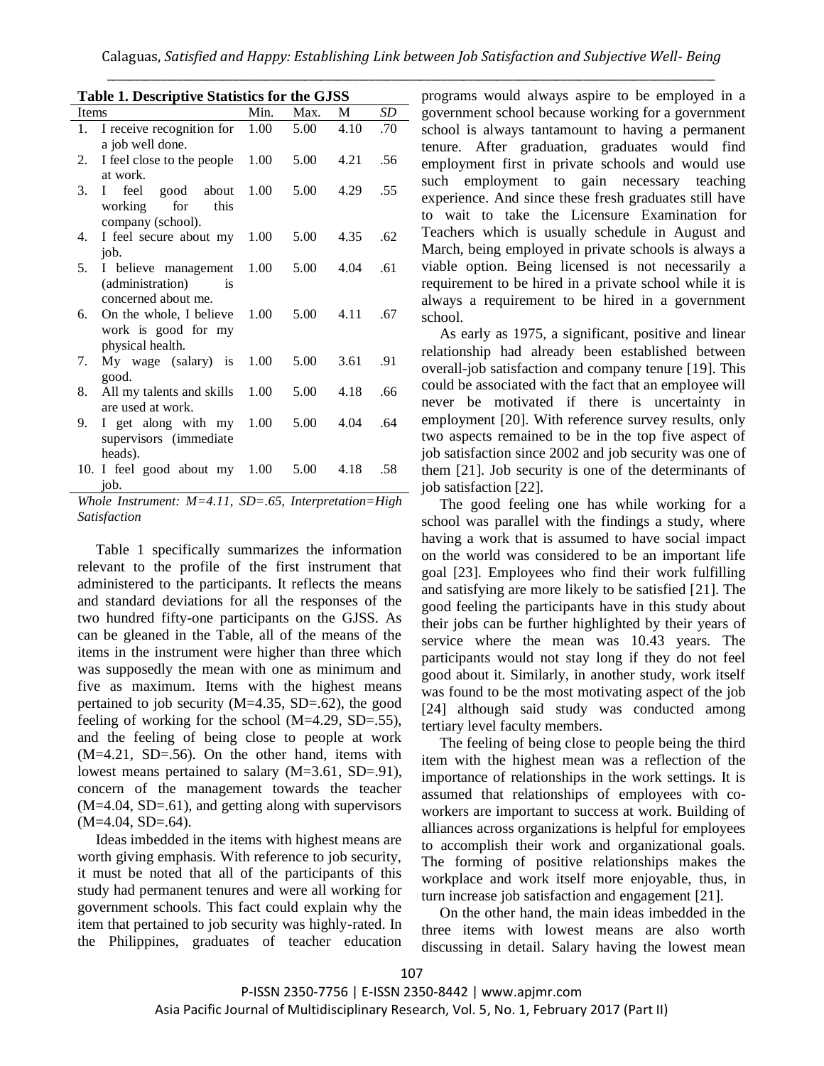**Table 1. Descriptive Statistics for the GJSS**

| Items | Min. | Max. | M | *SD* |
|---|---|---|---|---|
| 1. I receive recognition for a job well done. | 1.00 | 5.00 | 4.10 | .70 |
| 2. I feel close to the people at work. | 1.00 | 5.00 | 4.21 | .56 |
| 3. I feel good about working for this company (school). | 1.00 | 5.00 | 4.29 | .55 |
| 4. I feel secure about my job. | 1.00 | 5.00 | 4.35 | .62 |
| 5. I believe management (administration) is concerned about me. | 1.00 | 5.00 | 4.04 | .61 |
| 6. On the whole, I believe work is good for my physical health. | 1.00 | 5.00 | 4.11 | .67 |
| 7. My wage (salary) is good. | 1.00 | 5.00 | 3.61 | .91 |
| 8. All my talents and skills are used at work. | 1.00 | 5.00 | 4.18 | .66 |
| 9. I get along with my supervisors (immediate heads). | 1.00 | 5.00 | 4.04 | .64 |
| 10. I feel good about my job. | 1.00 | 5.00 | 4.18 | .58 |

*Whole Instrument: M=4.11, SD=.65, Interpretation=High Satisfaction*

Table 1 specifically summarizes the information relevant to the profile of the first instrument that administered to the participants. It reflects the means and standard deviations for all the responses of the two hundred fifty-one participants on the GJSS. As can be gleaned in the Table, all of the means of the items in the instrument were higher than three which was supposedly the mean with one as minimum and five as maximum. Items with the highest means pertained to job security (M=4.35, SD=.62), the good feeling of working for the school (M=4.29, SD=.55), and the feeling of being close to people at work (M=4.21, SD=.56). On the other hand, items with lowest means pertained to salary (M=3.61, SD=.91), concern of the management towards the teacher (M=4.04, SD=.61), and getting along with supervisors (M=4.04, SD=.64).

Ideas imbedded in the items with highest means are worth giving emphasis. With reference to job security, it must be noted that all of the participants of this study had permanent tenures and were all working for government schools. This fact could explain why the item that pertained to job security was highly-rated. In the Philippines, graduates of teacher education programs would always aspire to be employed in a government school because working for a government school is always tantamount to having a permanent tenure. After graduation, graduates would find employment first in private schools and would use such employment to gain necessary teaching experience. And since these fresh graduates still have to wait to take the Licensure Examination for Teachers which is usually schedule in August and March, being employed in private schools is always a viable option. Being licensed is not necessarily a requirement to be hired in a private school while it is always a requirement to be hired in a government school.

As early as 1975, a significant, positive and linear relationship had already been established between overall-job satisfaction and company tenure [19]. This could be associated with the fact that an employee will never be motivated if there is uncertainty in employment [20]. With reference survey results, only two aspects remained to be in the top five aspect of job satisfaction since 2002 and job security was one of them [21]. Job security is one of the determinants of job satisfaction [22].

The good feeling one has while working for a school was parallel with the findings a study, where having a work that is assumed to have social impact on the world was considered to be an important life goal [23]. Employees who find their work fulfilling and satisfying are more likely to be satisfied [21]. The good feeling the participants have in this study about their jobs can be further highlighted by their years of service where the mean was 10.43 years. The participants would not stay long if they do not feel good about it. Similarly, in another study, work itself was found to be the most motivating aspect of the job [24] although said study was conducted among tertiary level faculty members.

The feeling of being close to people being the third item with the highest mean was a reflection of the importance of relationships in the work settings. It is assumed that relationships of employees with co-workers are important to success at work. Building of alliances across organizations is helpful for employees to accomplish their work and organizational goals. The forming of positive relationships makes the workplace and work itself more enjoyable, thus, in turn increase job satisfaction and engagement [21].

On the other hand, the main ideas imbedded in the three items with lowest means are also worth discussing in detail. Salary having the lowest mean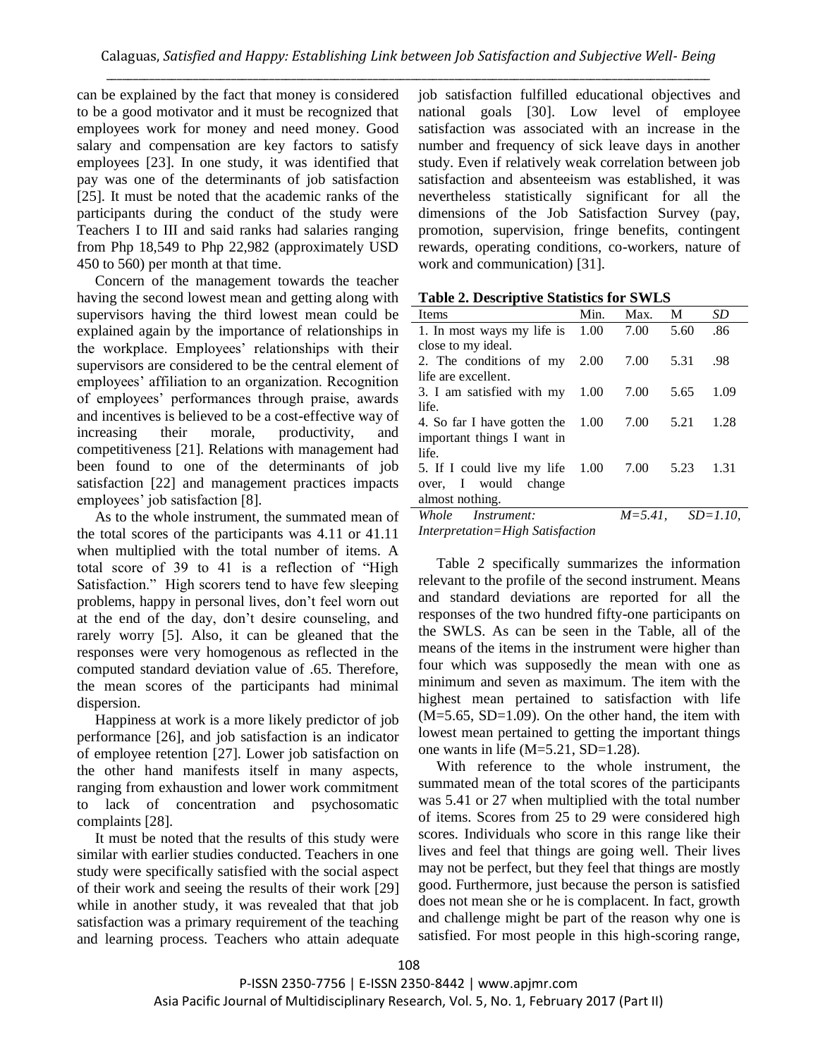can be explained by the fact that money is considered to be a good motivator and it must be recognized that employees work for money and need money. Good salary and compensation are key factors to satisfy employees [23]. In one study, it was identified that pay was one of the determinants of job satisfaction [25]. It must be noted that the academic ranks of the participants during the conduct of the study were Teachers I to III and said ranks had salaries ranging from Php 18,549 to Php 22,982 (approximately USD 450 to 560) per month at that time.

Concern of the management towards the teacher having the second lowest mean and getting along with supervisors having the third lowest mean could be explained again by the importance of relationships in the workplace. Employees' relationships with their supervisors are considered to be the central element of employees' affiliation to an organization. Recognition of employees' performances through praise, awards and incentives is believed to be a cost-effective way of increasing their morale, productivity, and competitiveness [21]. Relations with management had been found to one of the determinants of job satisfaction [22] and management practices impacts employees' job satisfaction [8].

As to the whole instrument, the summated mean of the total scores of the participants was 4.11 or 41.11 when multiplied with the total number of items. A total score of 39 to 41 is a reflection of "High Satisfaction." High scorers tend to have few sleeping problems, happy in personal lives, don't feel worn out at the end of the day, don't desire counseling, and rarely worry [5]. Also, it can be gleaned that the responses were very homogenous as reflected in the computed standard deviation value of .65. Therefore, the mean scores of the participants had minimal dispersion.

Happiness at work is a more likely predictor of job performance [26], and job satisfaction is an indicator of employee retention [27]. Lower job satisfaction on the other hand manifests itself in many aspects, ranging from exhaustion and lower work commitment to lack of concentration and psychosomatic complaints [28].

It must be noted that the results of this study were similar with earlier studies conducted. Teachers in one study were specifically satisfied with the social aspect of their work and seeing the results of their work [29] while in another study, it was revealed that that job satisfaction was a primary requirement of the teaching and learning process. Teachers who attain adequate job satisfaction fulfilled educational objectives and national goals [30]. Low level of employee satisfaction was associated with an increase in the number and frequency of sick leave days in another study. Even if relatively weak correlation between job satisfaction and absenteeism was established, it was nevertheless statistically significant for all the dimensions of the Job Satisfaction Survey (pay, promotion, supervision, fringe benefits, contingent rewards, operating conditions, co-workers, nature of work and communication) [31].

**Table 2. Descriptive Statistics for SWLS**

| Items | Min. | Max. | M | *SD* |
|---|---|---|---|---|
| 1. In most ways my life is close to my ideal. | 1.00 | 7.00 | 5.60 | .86 |
| 2. The conditions of my life are excellent. | 2.00 | 7.00 | 5.31 | .98 |
| 3. I am satisfied with my life. | 1.00 | 7.00 | 5.65 | 1.09 |
| 4. So far I have gotten the important things I want in life. | 1.00 | 7.00 | 5.21 | 1.28 |
| 5. If I could live my life over, I would change almost nothing. | 1.00 | 7.00 | 5.23 | 1.31 |

*Whole Instrument: M=5.41, SD=1.10, Interpretation=High Satisfaction*

Table 2 specifically summarizes the information relevant to the profile of the second instrument. Means and standard deviations are reported for all the responses of the two hundred fifty-one participants on the SWLS. As can be seen in the Table, all of the means of the items in the instrument were higher than four which was supposedly the mean with one as minimum and seven as maximum. The item with the highest mean pertained to satisfaction with life (M=5.65, SD=1.09). On the other hand, the item with lowest mean pertained to getting the important things one wants in life (M=5.21, SD=1.28).

With reference to the whole instrument, the summated mean of the total scores of the participants was 5.41 or 27 when multiplied with the total number of items. Scores from 25 to 29 were considered high scores. Individuals who score in this range like their lives and feel that things are going well. Their lives may not be perfect, but they feel that things are mostly good. Furthermore, just because the person is satisfied does not mean she or he is complacent. In fact, growth and challenge might be part of the reason why one is satisfied. For most people in this high-scoring range,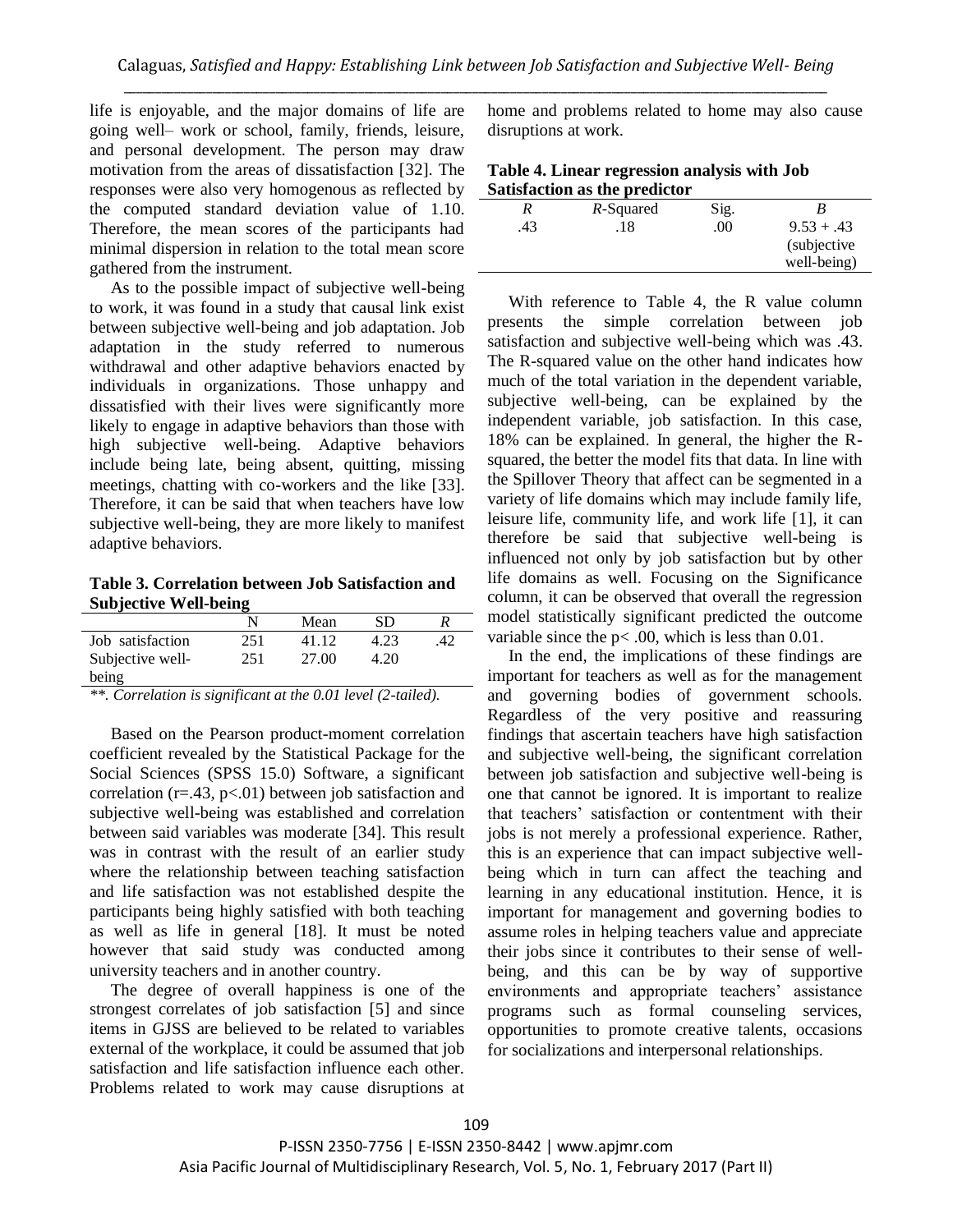life is enjoyable, and the major domains of life are going well– work or school, family, friends, leisure, and personal development. The person may draw motivation from the areas of dissatisfaction [32]. The responses were also very homogenous as reflected by the computed standard deviation value of 1.10. Therefore, the mean scores of the participants had minimal dispersion in relation to the total mean score gathered from the instrument.

As to the possible impact of subjective well-being to work, it was found in a study that causal link exist between subjective well-being and job adaptation. Job adaptation in the study referred to numerous withdrawal and other adaptive behaviors enacted by individuals in organizations. Those unhappy and dissatisfied with their lives were significantly more likely to engage in adaptive behaviors than those with high subjective well-being. Adaptive behaviors include being late, being absent, quitting, missing meetings, chatting with co-workers and the like [33]. Therefore, it can be said that when teachers have low subjective well-being, they are more likely to manifest adaptive behaviors.

**Table 3. Correlation between Job Satisfaction and Subjective Well-being**

| | N | Mean | SD | *R* |
|---|---|---|---|---|
| Job satisfaction | 251 | 41.12 | 4.23 | .42 |
| Subjective well-being | 251 | 27.00 | 4.20 | |

*\*\*. Correlation is significant at the 0.01 level (2-tailed).*

Based on the Pearson product-moment correlation coefficient revealed by the Statistical Package for the Social Sciences (SPSS 15.0) Software, a significant correlation ($r=.43$, $p<.01$) between job satisfaction and subjective well-being was established and correlation between said variables was moderate [34]. This result was in contrast with the result of an earlier study where the relationship between teaching satisfaction and life satisfaction was not established despite the participants being highly satisfied with both teaching as well as life in general [18]. It must be noted however that said study was conducted among university teachers and in another country.

The degree of overall happiness is one of the strongest correlates of job satisfaction [5] and since items in GJSS are believed to be related to variables external of the workplace, it could be assumed that job satisfaction and life satisfaction influence each other. Problems related to work may cause disruptions at home and problems related to home may also cause disruptions at work.

**Table 4. Linear regression analysis with Job Satisfaction as the predictor**

| *R* | *R*-Squared | Sig. | *B* |
|---|---|---|---|
| .43 | .18 | .00 | 9.53 + .43 (subjective well-being) |

With reference to Table 4, the R value column presents the simple correlation between job satisfaction and subjective well-being which was .43. The R-squared value on the other hand indicates how much of the total variation in the dependent variable, subjective well-being, can be explained by the independent variable, job satisfaction. In this case, 18% can be explained. In general, the higher the R-squared, the better the model fits that data. In line with the Spillover Theory that affect can be segmented in a variety of life domains which may include family life, leisure life, community life, and work life [1], it can therefore be said that subjective well-being is influenced not only by job satisfaction but by other life domains as well. Focusing on the Significance column, it can be observed that overall the regression model statistically significant predicted the outcome variable since the $p< .00$, which is less than 0.01.

In the end, the implications of these findings are important for teachers as well as for the management and governing bodies of government schools. Regardless of the very positive and reassuring findings that ascertain teachers have high satisfaction and subjective well-being, the significant correlation between job satisfaction and subjective well-being is one that cannot be ignored. It is important to realize that teachers' satisfaction or contentment with their jobs is not merely a professional experience. Rather, this is an experience that can impact subjective well-being which in turn can affect the teaching and learning in any educational institution. Hence, it is important for management and governing bodies to assume roles in helping teachers value and appreciate their jobs since it contributes to their sense of well-being, and this can be by way of supportive environments and appropriate teachers' assistance programs such as formal counseling services, opportunities to promote creative talents, occasions for socializations and interpersonal relationships.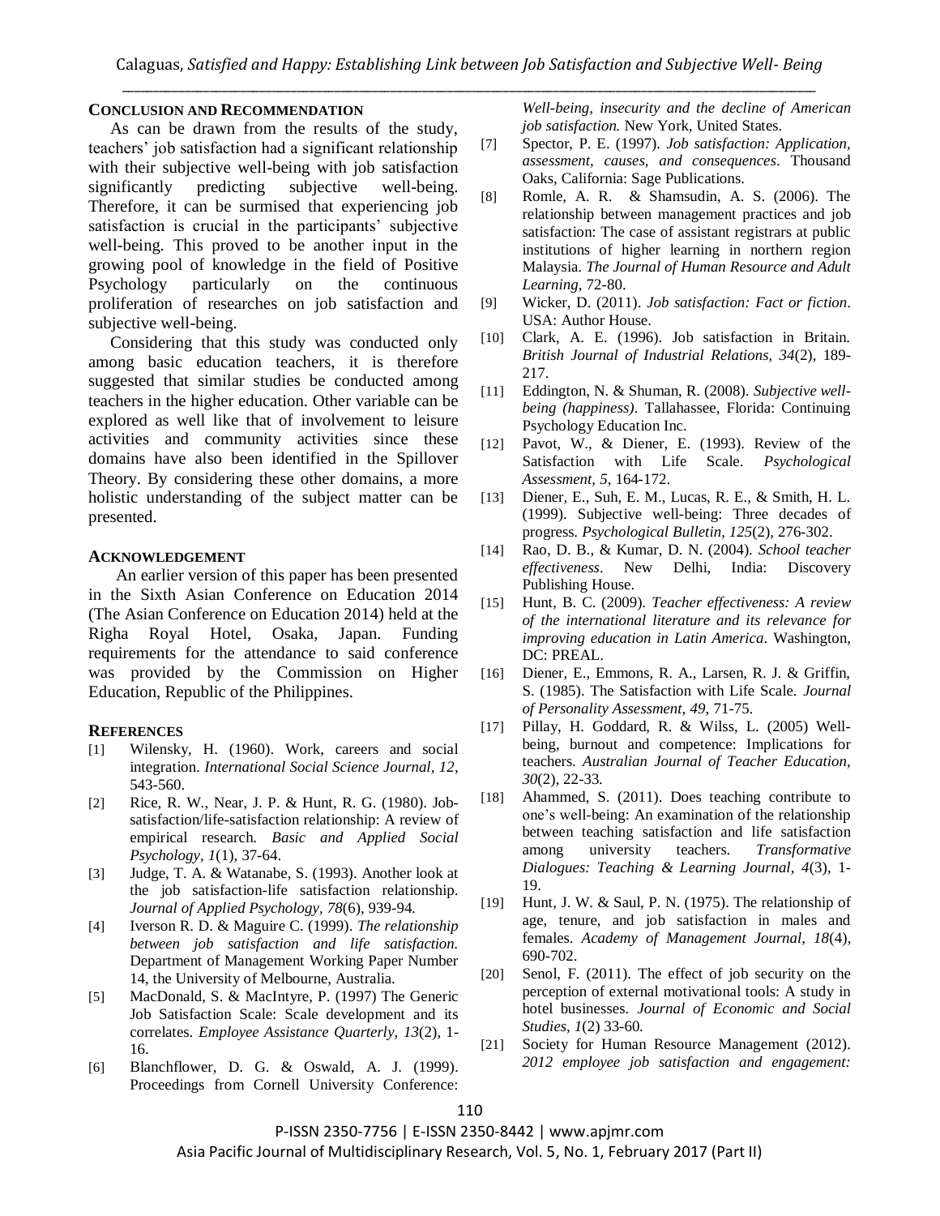## Conclusion and Recommendation

As can be drawn from the results of the study, teachers' job satisfaction had a significant relationship with their subjective well-being with job satisfaction significantly predicting subjective well-being. Therefore, it can be surmised that experiencing job satisfaction is crucial in the participants' subjective well-being. This proved to be another input in the growing pool of knowledge in the field of Positive Psychology particularly on the continuous proliferation of researches on job satisfaction and subjective well-being.

Considering that this study was conducted only among basic education teachers, it is therefore suggested that similar studies be conducted among teachers in the higher education. Other variable can be explored as well like that of involvement to leisure activities and community activities since these domains have also been identified in the Spillover Theory. By considering these other domains, a more holistic understanding of the subject matter can be presented.

## Acknowledgement

An earlier version of this paper has been presented in the Sixth Asian Conference on Education 2014 (The Asian Conference on Education 2014) held at the Righa Royal Hotel, Osaka, Japan. Funding requirements for the attendance to said conference was provided by the Commission on Higher Education, Republic of the Philippines.

## References

[1] Wilensky, H. (1960). Work, careers and social integration. *International Social Science Journal, 12*, 543-560.

[2] Rice, R. W., Near, J. P. & Hunt, R. G. (1980). Job-satisfaction/life-satisfaction relationship: A review of empirical research. *Basic and Applied Social Psychology, 1*(1), 37-64.

[3] Judge, T. A. & Watanabe, S. (1993). Another look at the job satisfaction-life satisfaction relationship. *Journal of Applied Psychology, 78*(6), 939-94.

[4] Iverson R. D. & Maguire C. (1999). *The relationship between job satisfaction and life satisfaction.* Department of Management Working Paper Number 14, the University of Melbourne, Australia.

[5] MacDonald, S. & MacIntyre, P. (1997) The Generic Job Satisfaction Scale: Scale development and its correlates. *Employee Assistance Quarterly, 13*(2), 1-16.

[6] Blanchflower, D. G. & Oswald, A. J. (1999). Proceedings from Cornell University Conference: *Well-being, insecurity and the decline of American job satisfaction.* New York, United States.

[7] Spector, P. E. (1997). *Job satisfaction: Application, assessment, causes, and consequences*. Thousand Oaks, California: Sage Publications.

[8] Romle, A. R. & Shamsudin, A. S. (2006). The relationship between management practices and job satisfaction: The case of assistant registrars at public institutions of higher learning in northern region Malaysia. *The Journal of Human Resource and Adult Learning*, 72-80.

[9] Wicker, D. (2011). *Job satisfaction: Fact or fiction*. USA: Author House.

[10] Clark, A. E. (1996). Job satisfaction in Britain. *British Journal of Industrial Relations, 34*(2), 189-217.

[11] Eddington, N. & Shuman, R. (2008). *Subjective well-being (happiness)*. Tallahassee, Florida: Continuing Psychology Education Inc.

[12] Pavot, W., & Diener, E. (1993). Review of the Satisfaction with Life Scale. *Psychological Assessment, 5*, 164-172.

[13] Diener, E., Suh, E. M., Lucas, R. E., & Smith, H. L. (1999). Subjective well-being: Three decades of progress. *Psychological Bulletin, 125*(2), 276-302.

[14] Rao, D. B., & Kumar, D. N. (2004). *School teacher effectiveness*. New Delhi, India: Discovery Publishing House.

[15] Hunt, B. C. (2009). *Teacher effectiveness: A review of the international literature and its relevance for improving education in Latin America*. Washington, DC: PREAL.

[16] Diener, E., Emmons, R. A., Larsen, R. J. & Griffin, S. (1985). The Satisfaction with Life Scale. *Journal of Personality Assessment, 49*, 71-75.

[17] Pillay, H. Goddard, R. & Wilss, L. (2005) Well-being, burnout and competence: Implications for teachers. *Australian Journal of Teacher Education, 30*(2), 22-33.

[18] Ahammed, S. (2011). Does teaching contribute to one's well-being: An examination of the relationship between teaching satisfaction and life satisfaction among university teachers. *Transformative Dialogues: Teaching & Learning Journal, 4*(3), 1-19.

[19] Hunt, J. W. & Saul, P. N. (1975). The relationship of age, tenure, and job satisfaction in males and females. *Academy of Management Journal, 18*(4), 690-702.

[20] Senol, F. (2011). The effect of job security on the perception of external motivational tools: A study in hotel businesses. *Journal of Economic and Social Studies, 1*(2) 33-60.

[21] Society for Human Resource Management (2012). *2012 employee job satisfaction and engagement:*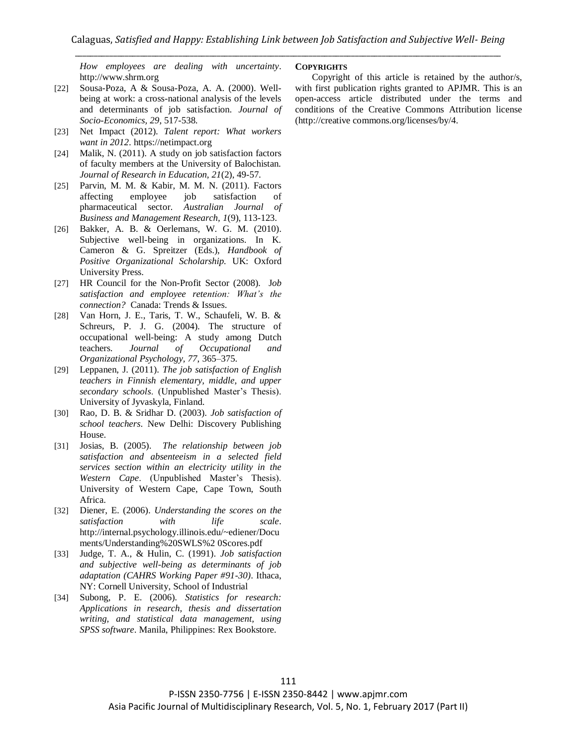*How employees are dealing with uncertainty*. http://www.shrm.org

[22] Sousa-Poza, A & Sousa-Poza, A. A. (2000). Well-being at work: a cross-national analysis of the levels and determinants of job satisfaction. *Journal of Socio-Economics, 29*, 517-538.

[23] Net Impact (2012). *Talent report: What workers want in 2012*. https://netimpact.org

[24] Malik, N. (2011). A study on job satisfaction factors of faculty members at the University of Balochistan. *Journal of Research in Education, 21*(2), 49-57.

[25] Parvin, M. M. & Kabir, M. M. N. (2011). Factors affecting employee job satisfaction of pharmaceutical sector. *Australian Journal of Business and Management Research, 1*(9), 113-123.

[26] Bakker, A. B. & Oerlemans, W. G. M. (2010). Subjective well-being in organizations. In K. Cameron & G. Spreitzer (Eds.), *Handbook of Positive Organizational Scholarship.* UK: Oxford University Press.

[27] HR Council for the Non-Profit Sector (2008). *Job satisfaction and employee retention: What's the connection?* Canada: Trends & Issues.

[28] Van Horn, J. E., Taris, T. W., Schaufeli, W. B. & Schreurs, P. J. G. (2004). The structure of occupational well-being: A study among Dutch teachers. *Journal of Occupational and Organizational Psychology, 77*, 365–375.

[29] Leppanen, J. (2011). *The job satisfaction of English teachers in Finnish elementary, middle, and upper secondary schools*. (Unpublished Master's Thesis). University of Jyvaskyla, Finland.

[30] Rao, D. B. & Sridhar D. (2003). *Job satisfaction of school teachers*. New Delhi: Discovery Publishing House.

[31] Josias, B. (2005). *The relationship between job satisfaction and absenteeism in a selected field services section within an electricity utility in the Western Cape*. (Unpublished Master's Thesis). University of Western Cape, Cape Town, South Africa.

[32] Diener, E. (2006). *Understanding the scores on the satisfaction with life scale*. http://internal.psychology.illinois.edu/~ediener/Documents/Understanding%20SWLS%2 0Scores.pdf

[33] Judge, T. A., & Hulin, C. (1991). *Job satisfaction and subjective well-being as determinants of job adaptation (CAHRS Working Paper #91-30)*. Ithaca, NY: Cornell University, School of Industrial

[34] Subong, P. E. (2006). *Statistics for research: Applications in research, thesis and dissertation writing, and statistical data management, using SPSS software*. Manila, Philippines: Rex Bookstore.

**COPYRIGHTS**

Copyright of this article is retained by the author/s, with first publication rights granted to APJMR. This is an open-access article distributed under the terms and conditions of the Creative Commons Attribution license (http://creative commons.org/licenses/by/4.